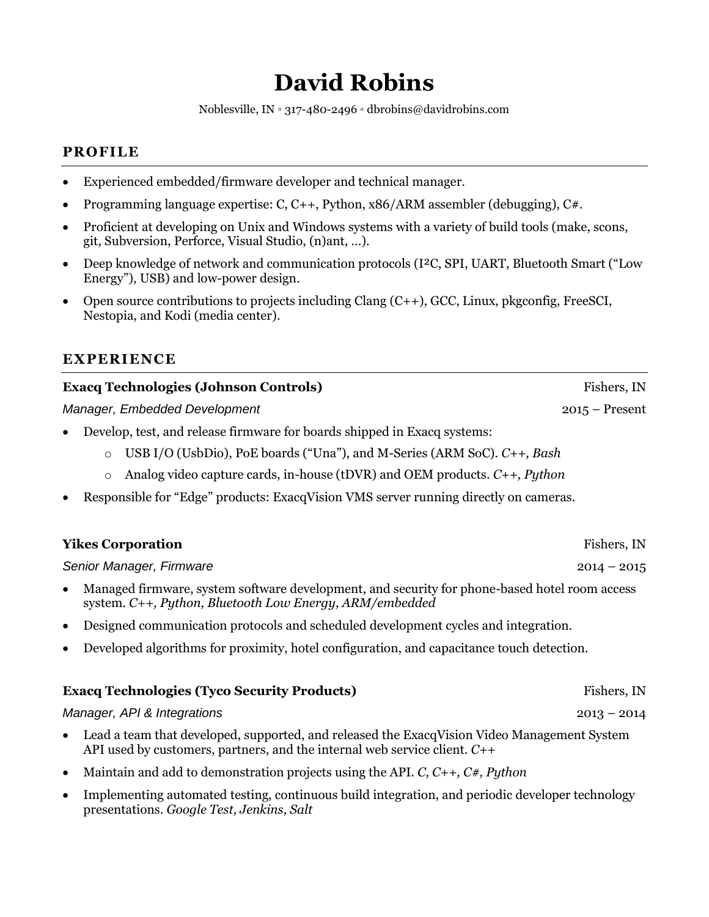# David Robins

Noblesville, IN ◦ 317-480-2496 ◦ dbrobins@davidrobins.com

## PROFILE

- Experienced embedded/firmware developer and technical manager.
- Programming language expertise: C, C++, Python, x86/ARM assembler (debugging), C#.
- Proficient at developing on Unix and Windows systems with a variety of build tools (make, scons, git, Subversion, Perforce, Visual Studio, (n)ant, …).
- Deep knowledge of network and communication protocols (I²C, SPI, UART, Bluetooth Smart (“Low Energy”), USB) and low-power design.
- Open source contributions to projects including Clang (C++), GCC, Linux, pkgconfig, FreeSCI, Nestopia, and Kodi (media center).

## EXPERIENCE

**Exacq Technologies (Johnson Controls)** — Fishers, IN

*Manager, Embedded Development* — 2015 – Present

- Develop, test, and release firmware for boards shipped in Exacq systems:
  - USB I/O (UsbDio), PoE boards (“Una”), and M-Series (ARM SoC). *C++, Bash*
  - Analog video capture cards, in-house (tDVR) and OEM products. *C++, Python*
- Responsible for “Edge” products: ExacqVision VMS server running directly on cameras.

**Yikes Corporation** — Fishers, IN

*Senior Manager, Firmware* — 2014 – 2015

- Managed firmware, system software development, and security for phone-based hotel room access system. *C++, Python, Bluetooth Low Energy, ARM/embedded*
- Designed communication protocols and scheduled development cycles and integration.
- Developed algorithms for proximity, hotel configuration, and capacitance touch detection.

**Exacq Technologies (Tyco Security Products)** — Fishers, IN

*Manager, API & Integrations* — 2013 – 2014

- Lead a team that developed, supported, and released the ExacqVision Video Management System API used by customers, partners, and the internal web service client. *C++*
- Maintain and add to demonstration projects using the API. *C, C++, C#, Python*
- Implementing automated testing, continuous build integration, and periodic developer technology presentations. *Google Test, Jenkins, Salt*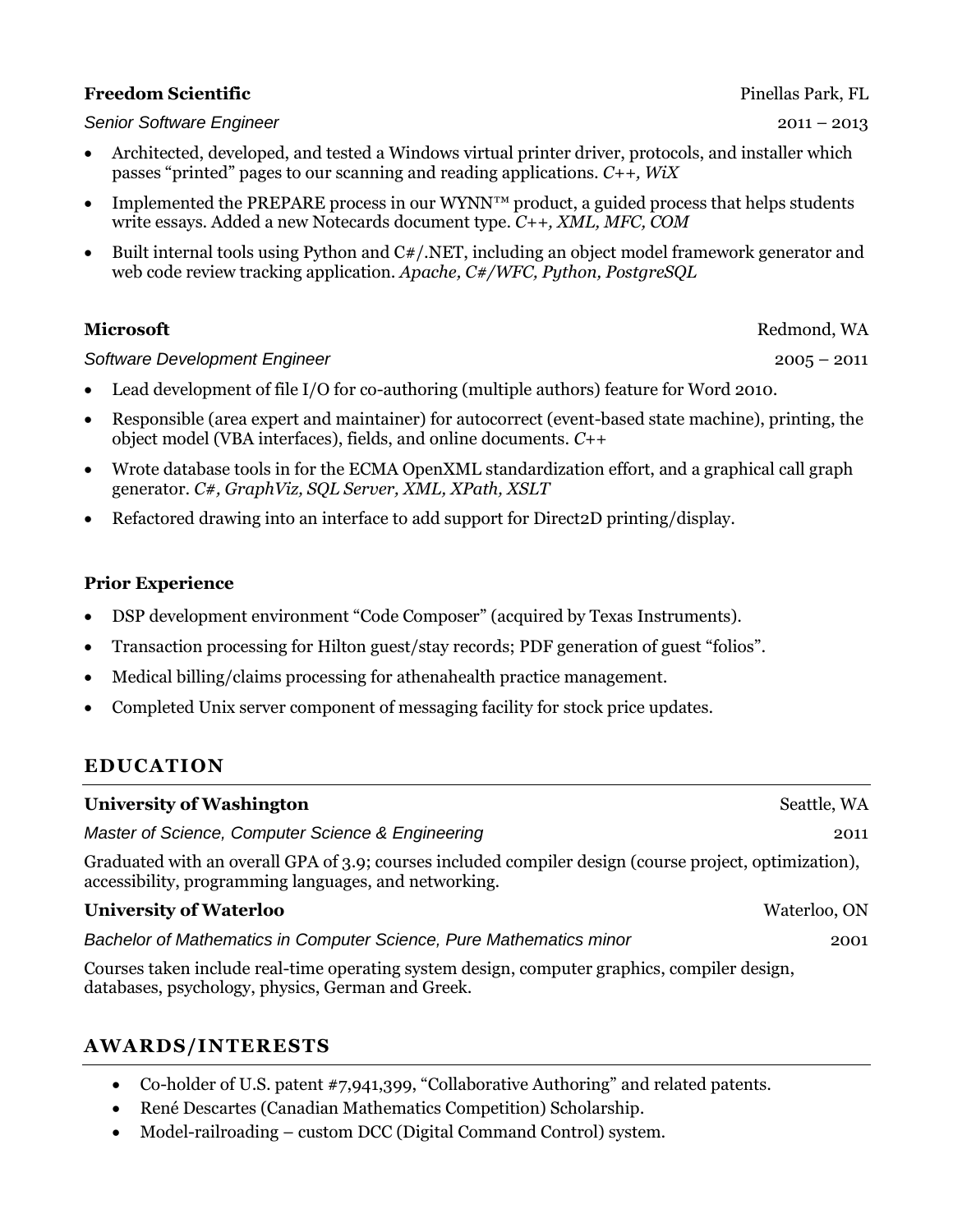**Freedom Scientific** Pinellas Park, FL

*Senior Software Engineer* 2011 – 2013

- Architected, developed, and tested a Windows virtual printer driver, protocols, and installer which passes "printed" pages to our scanning and reading applications. *C++, WiX*
- Implemented the PREPARE process in our WYNN™ product, a guided process that helps students write essays. Added a new Notecards document type. *C++, XML, MFC, COM*
- Built internal tools using Python and C#/.NET, including an object model framework generator and web code review tracking application. *Apache, C#/WFC, Python, PostgreSQL*

**Microsoft** Redmond, WA

*Software Development Engineer* 2005 – 2011

- Lead development of file I/O for co-authoring (multiple authors) feature for Word 2010.
- Responsible (area expert and maintainer) for autocorrect (event-based state machine), printing, the object model (VBA interfaces), fields, and online documents. *C++*
- Wrote database tools in for the ECMA OpenXML standardization effort, and a graphical call graph generator. *C#, GraphViz, SQL Server, XML, XPath, XSLT*
- Refactored drawing into an interface to add support for Direct2D printing/display.

**Prior Experience**

- DSP development environment "Code Composer" (acquired by Texas Instruments).
- Transaction processing for Hilton guest/stay records; PDF generation of guest "folios".
- Medical billing/claims processing for athenahealth practice management.
- Completed Unix server component of messaging facility for stock price updates.

## EDUCATION

**University of Washington** Seattle, WA

*Master of Science, Computer Science & Engineering* 2011

Graduated with an overall GPA of 3.9; courses included compiler design (course project, optimization), accessibility, programming languages, and networking.

**University of Waterloo** Waterloo, ON

*Bachelor of Mathematics in Computer Science, Pure Mathematics minor* 2001

Courses taken include real-time operating system design, computer graphics, compiler design, databases, psychology, physics, German and Greek.

## AWARDS/INTERESTS

- Co-holder of U.S. patent #7,941,399, "Collaborative Authoring" and related patents.
- René Descartes (Canadian Mathematics Competition) Scholarship.
- Model-railroading – custom DCC (Digital Command Control) system.